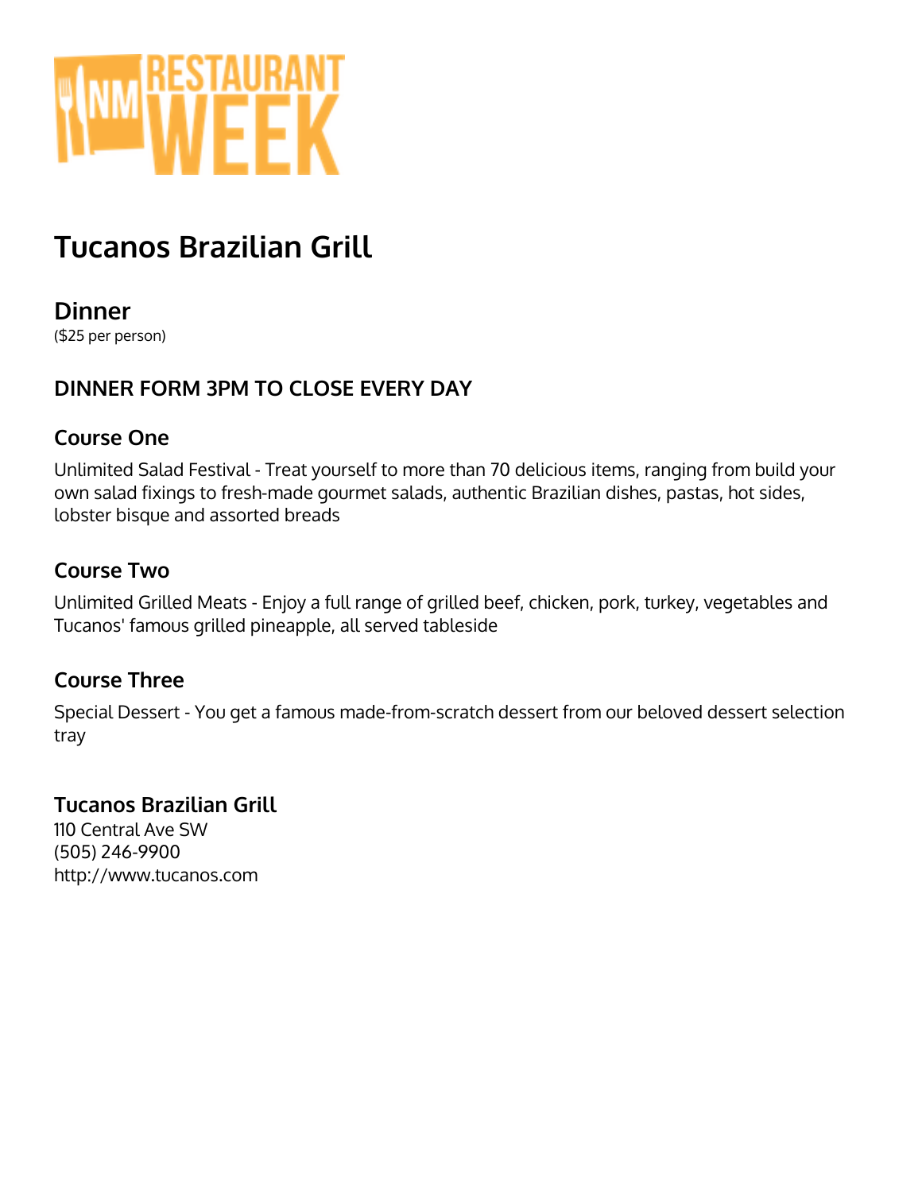# Tucanos Brazilian Grill

## Dinner

($25 per person)

### DINNER FORM 3PM TO CLOSE EVERY DAY

### Course One

Unlimited Salad Festival - Treat yourself to more than 70 delicious items, ranging from build your own salad fixings to fresh-made gourmet salads, authentic Brazilian dishes, pastas, hot sides, lobster bisque and assorted breads

### Course Two

Unlimited Grilled Meats - Enjoy a full range of grilled beef, chicken, pork, turkey, vegetables and Tucanos' famous grilled pineapple, all served tableside

### Course Three

Special Dessert - You get a famous made-from-scratch dessert from our beloved dessert selection tray

### Tucanos Brazilian Grill

110 Central Ave SW
(505) 246-9900
http://www.tucanos.com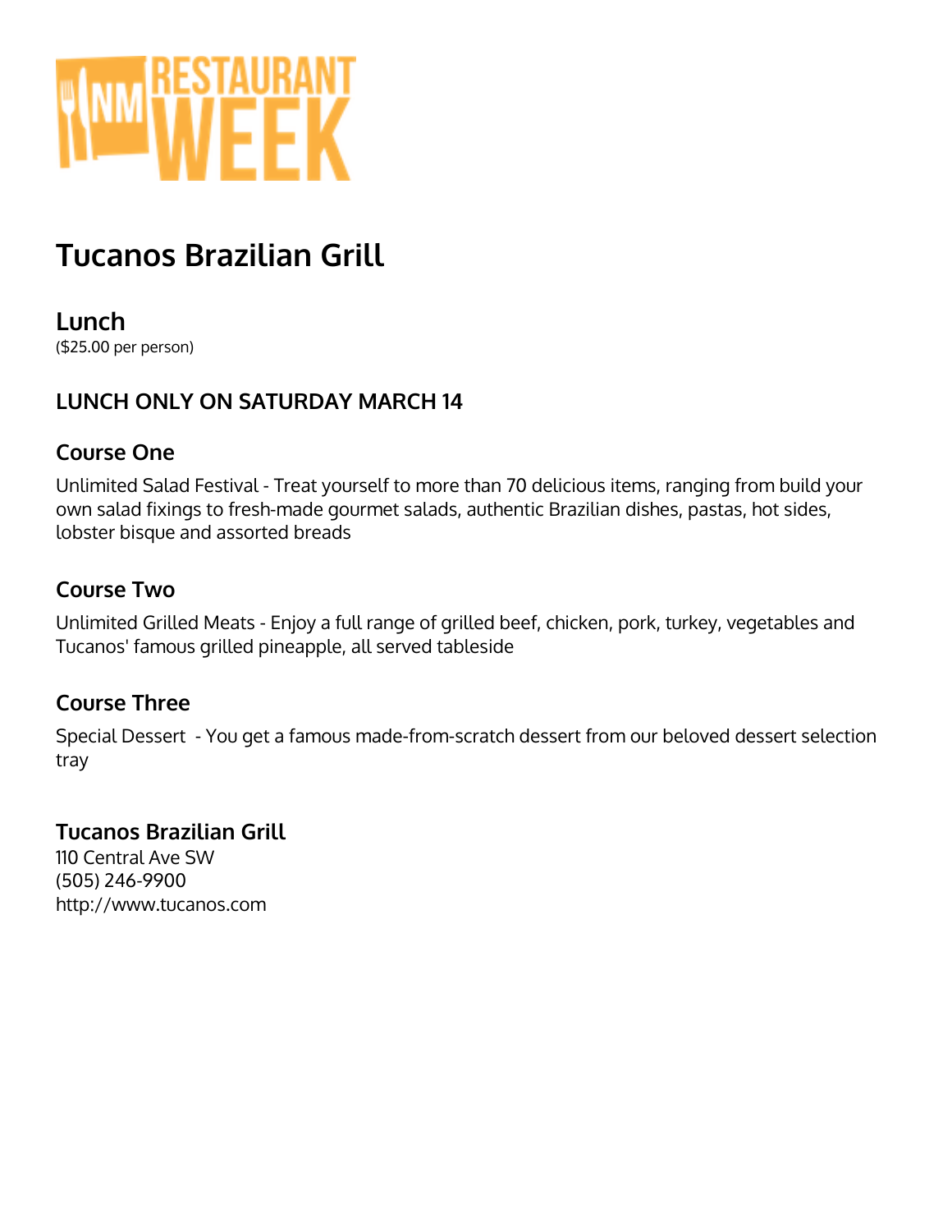NM RESTAURANT WEEK

# Tucanos Brazilian Grill

## Lunch

($25.00 per person)

### LUNCH ONLY ON SATURDAY MARCH 14

### Course One

Unlimited Salad Festival - Treat yourself to more than 70 delicious items, ranging from build your own salad fixings to fresh-made gourmet salads, authentic Brazilian dishes, pastas, hot sides, lobster bisque and assorted breads

### Course Two

Unlimited Grilled Meats - Enjoy a full range of grilled beef, chicken, pork, turkey, vegetables and Tucanos' famous grilled pineapple, all served tableside

### Course Three

Special Dessert - You get a famous made-from-scratch dessert from our beloved dessert selection tray

### Tucanos Brazilian Grill

110 Central Ave SW
(505) 246-9900
http://www.tucanos.com